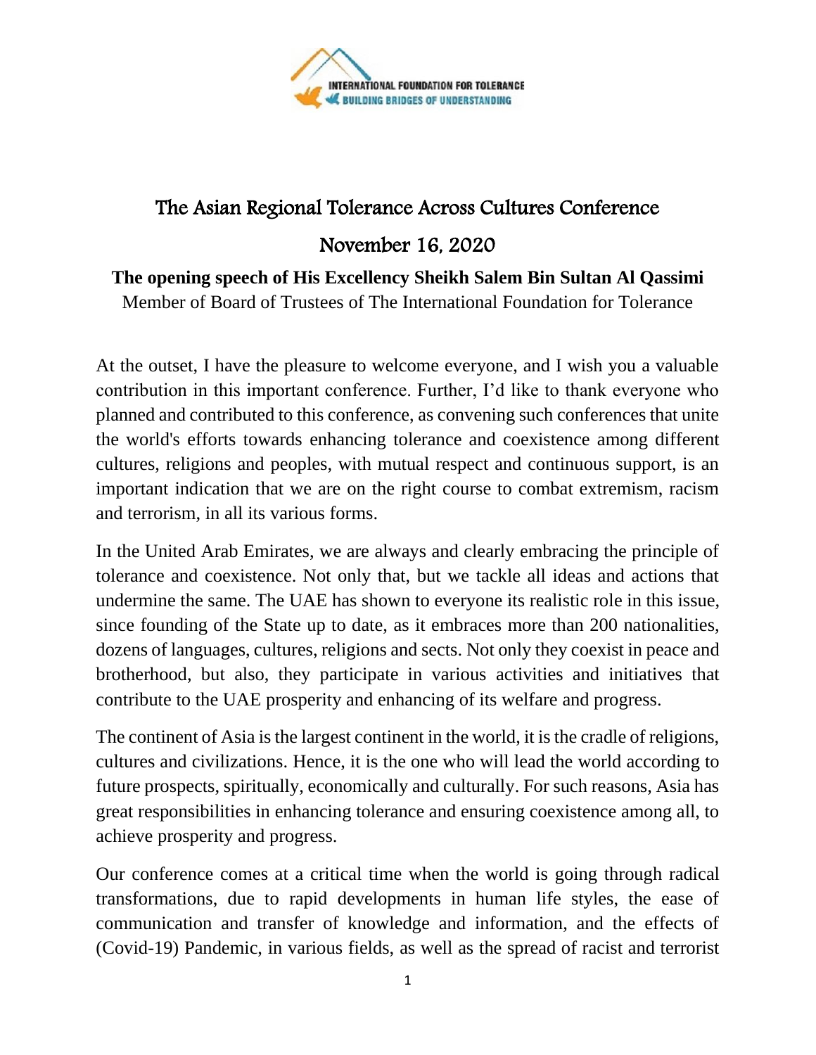INTERNATIONAL FOUNDATION FOR TOLERANCE
BUILDING BRIDGES OF UNDERSTANDING

# The Asian Regional Tolerance Across Cultures Conference

## November 16, 2020

**The opening speech of His Excellency Sheikh Salem Bin Sultan Al Qassimi**

Member of Board of Trustees of The International Foundation for Tolerance

At the outset, I have the pleasure to welcome everyone, and I wish you a valuable contribution in this important conference. Further, I'd like to thank everyone who planned and contributed to this conference, as convening such conferences that unite the world's efforts towards enhancing tolerance and coexistence among different cultures, religions and peoples, with mutual respect and continuous support, is an important indication that we are on the right course to combat extremism, racism and terrorism, in all its various forms.

In the United Arab Emirates, we are always and clearly embracing the principle of tolerance and coexistence. Not only that, but we tackle all ideas and actions that undermine the same. The UAE has shown to everyone its realistic role in this issue, since founding of the State up to date, as it embraces more than 200 nationalities, dozens of languages, cultures, religions and sects. Not only they coexist in peace and brotherhood, but also, they participate in various activities and initiatives that contribute to the UAE prosperity and enhancing of its welfare and progress.

The continent of Asia is the largest continent in the world, it is the cradle of religions, cultures and civilizations. Hence, it is the one who will lead the world according to future prospects, spiritually, economically and culturally. For such reasons, Asia has great responsibilities in enhancing tolerance and ensuring coexistence among all, to achieve prosperity and progress.

Our conference comes at a critical time when the world is going through radical transformations, due to rapid developments in human life styles, the ease of communication and transfer of knowledge and information, and the effects of (Covid-19) Pandemic, in various fields, as well as the spread of racist and terrorist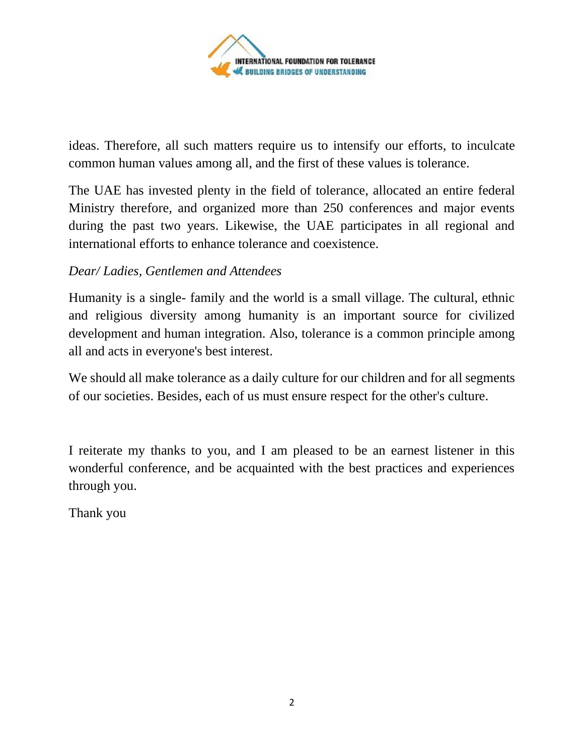ideas. Therefore, all such matters require us to intensify our efforts, to inculcate common human values among all, and the first of these values is tolerance.

The UAE has invested plenty in the field of tolerance, allocated an entire federal Ministry therefore, and organized more than 250 conferences and major events during the past two years. Likewise, the UAE participates in all regional and international efforts to enhance tolerance and coexistence.

*Dear/ Ladies, Gentlemen and Attendees*

Humanity is a single- family and the world is a small village. The cultural, ethnic and religious diversity among humanity is an important source for civilized development and human integration. Also, tolerance is a common principle among all and acts in everyone's best interest.

We should all make tolerance as a daily culture for our children and for all segments of our societies. Besides, each of us must ensure respect for the other's culture.

I reiterate my thanks to you, and I am pleased to be an earnest listener in this wonderful conference, and be acquainted with the best practices and experiences through you.

Thank you